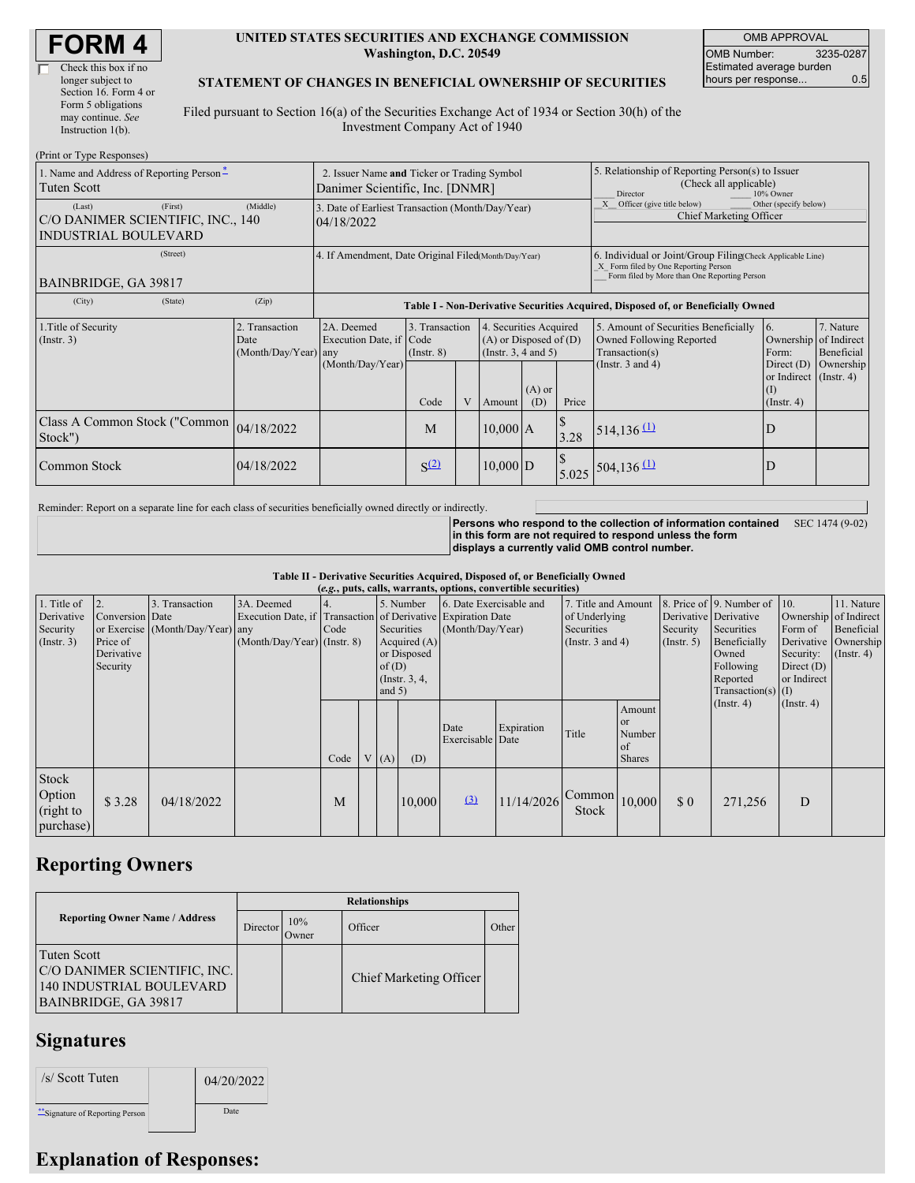# FORM 4

☐ Check this box if no longer subject to Section 16. Form 4 or Form 5 obligations may continue. *See* Instruction 1(b).

**UNITED STATES SECURITIES AND EXCHANGE COMMISSION**
**Washington, D.C. 20549**

**STATEMENT OF CHANGES IN BENEFICIAL OWNERSHIP OF SECURITIES**

Filed pursuant to Section 16(a) of the Securities Exchange Act of 1934 or Section 30(h) of the Investment Company Act of 1940

| OMB APPROVAL | |
|---|---|
| OMB Number: | 3235-0287 |
| Estimated average burden hours per response... | 0.5 |

(Print or Type Responses)

| | | |
|---|---|---|
| 1. Name and Address of Reporting Person* Tuten Scott | 2. Issuer Name **and** Ticker or Trading Symbol Danimer Scientific, Inc. [DNMR] | 5. Relationship of Reporting Person(s) to Issuer (Check all applicable) ___ Director ___ 10% Owner _X_ Officer (give title below) ___ Other (specify below) Chief Marketing Officer |
| (Last) (First) (Middle) C/O DANIMER SCIENTIFIC, INC., 140 INDUSTRIAL BOULEVARD | 3. Date of Earliest Transaction (Month/Day/Year) 04/18/2022 | |
| (Street) BAINBRIDGE, GA 39817 | 4. If Amendment, Date Original Filed (Month/Day/Year) | 6. Individual or Joint/Group Filing (Check Applicable Line) _X_ Form filed by One Reporting Person ___ Form filed by More than One Reporting Person |
| (City) (State) (Zip) | | |

**Table I - Non-Derivative Securities Acquired, Disposed of, or Beneficially Owned**

| 1.Title of Security (Instr. 3) | 2. Transaction Date (Month/Day/Year) | 2A. Deemed Execution Date, if any (Month/Day/Year) | 3. Transaction Code (Instr. 8) | | 4. Securities Acquired (A) or Disposed of (D) (Instr. 3, 4 and 5) | | | 5. Amount of Securities Beneficially Owned Following Reported Transaction(s) (Instr. 3 and 4) | 6. Ownership Form: Direct (D) or Indirect (I) (Instr. 4) | 7. Nature of Indirect Beneficial Ownership (Instr. 4) |
|---|---|---|---|---|---|---|---|---|---|---|
| | | | Code | V | Amount | (A) or (D) | Price | | | |
| Class A Common Stock ("Common Stock") | 04/18/2022 | | M | | 10,000 | A | $ 3.28 | 514,136 (1) | D | |
| Common Stock | 04/18/2022 | | S(2) | | 10,000 | D | $ 5.025 | 504,136 (1) | D | |

Reminder: Report on a separate line for each class of securities beneficially owned directly or indirectly.

**Persons who respond to the collection of information contained in this form are not required to respond unless the form displays a currently valid OMB control number.** SEC 1474 (9-02)

**Table II - Derivative Securities Acquired, Disposed of, or Beneficially Owned**
***(e.g., puts, calls, warrants, options, convertible securities)***

| 1. Title of Derivative Security (Instr. 3) | 2. Conversion or Exercise Price of Derivative Security | 3. Transaction Date (Month/Day/Year) | 3A. Deemed Execution Date, if any (Month/Day/Year) | 4. Transaction Code (Instr. 8) | | 5. Number of Derivative Securities Acquired (A) or Disposed of (D) (Instr. 3, 4, and 5) | | 6. Date Exercisable and Expiration Date (Month/Day/Year) | | 7. Title and Amount of Underlying Securities (Instr. 3 and 4) | | 8. Price of Derivative Security (Instr. 5) | 9. Number of Derivative Securities Beneficially Owned Following Reported Transaction(s) (Instr. 4) | 10. Ownership Form of Derivative Security: Direct (D) or Indirect (I) (Instr. 4) | 11. Nature of Indirect Beneficial Ownership (Instr. 4) |
|---|---|---|---|---|---|---|---|---|---|---|---|---|---|---|---|
| | | | | Code | V | (A) | (D) | Date Exercisable | Expiration Date | Title | Amount or Number of Shares | | | | |
| Stock Option (right to purchase) | $ 3.28 | 04/18/2022 | | M | | | 10,000 | (3) | 11/14/2026 | Common Stock | 10,000 | $ 0 | 271,256 | D | |

## Reporting Owners

| Reporting Owner Name / Address | Relationships | | | |
|---|---|---|---|---|
| | Director | 10% Owner | Officer | Other |
| Tuten Scott C/O DANIMER SCIENTIFIC, INC. 140 INDUSTRIAL BOULEVARD BAINBRIDGE, GA 39817 | | | Chief Marketing Officer | |

## Signatures

| | |
|---|---|
| /s/ Scott Tuten | 04/20/2022 |
| **Signature of Reporting Person | Date |

## Explanation of Responses: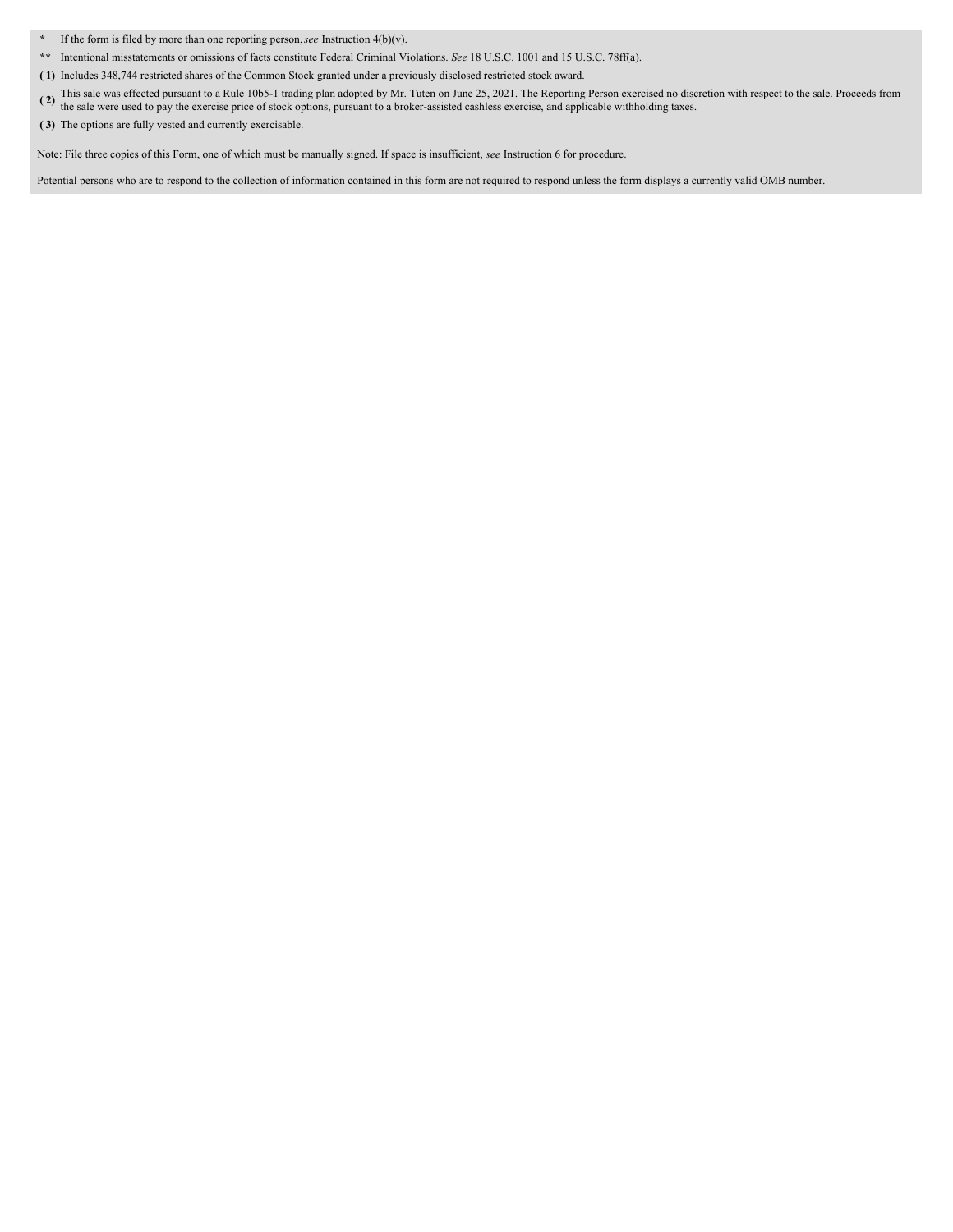- * If the form is filed by more than one reporting person, *see* Instruction 4(b)(v).
- ** Intentional misstatements or omissions of facts constitute Federal Criminal Violations. *See* 18 U.S.C. 1001 and 15 U.S.C. 78ff(a).
- **( 1)** Includes 348,744 restricted shares of the Common Stock granted under a previously disclosed restricted stock award.
- **( 2)** This sale was effected pursuant to a Rule 10b5-1 trading plan adopted by Mr. Tuten on June 25, 2021. The Reporting Person exercised no discretion with respect to the sale. Proceeds from the sale were used to pay the exercise price of stock options, pursuant to a broker-assisted cashless exercise, and applicable withholding taxes.
- **( 3)** The options are fully vested and currently exercisable.

Note: File three copies of this Form, one of which must be manually signed. If space is insufficient, *see* Instruction 6 for procedure.

Potential persons who are to respond to the collection of information contained in this form are not required to respond unless the form displays a currently valid OMB number.